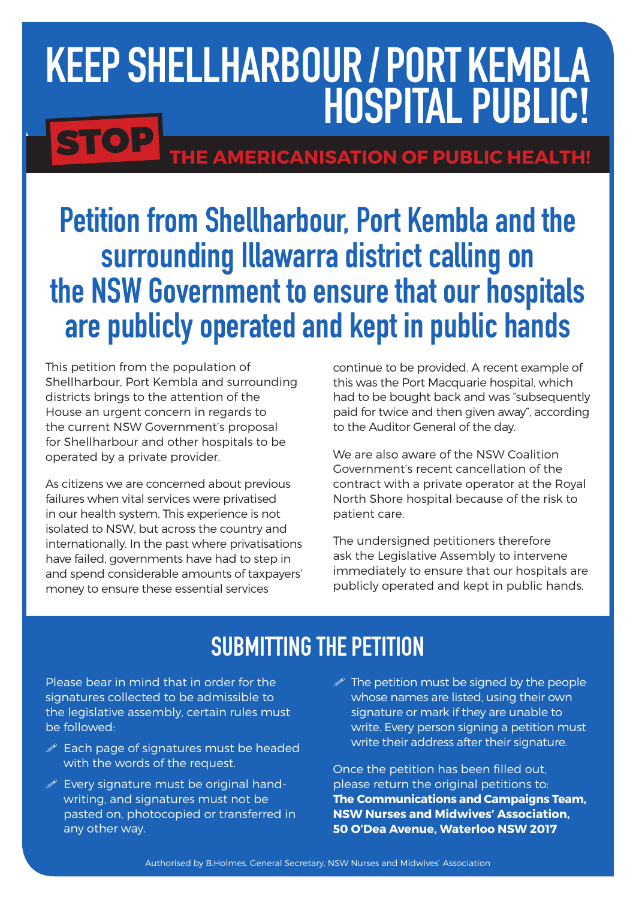# KEEP SHELLHARBOUR / PORT KEMBLA HOSPITAL PUBLIC!

**STOP** THE AMERICANISATION OF PUBLIC HEALTH!

## Petition from Shellharbour, Port Kembla and the surrounding Illawarra district calling on the NSW Government to ensure that our hospitals are publicly operated and kept in public hands

This petition from the population of Shellharbour, Port Kembla and surrounding districts brings to the attention of the House an urgent concern in regards to the current NSW Government's proposal for Shellharbour and other hospitals to be operated by a private provider.

As citizens we are concerned about previous failures when vital services were privatised in our health system. This experience is not isolated to NSW, but across the country and internationally. In the past where privatisations have failed, governments have had to step in and spend considerable amounts of taxpayers' money to ensure these essential services continue to be provided. A recent example of this was the Port Macquarie hospital, which had to be bought back and was "subsequently paid for twice and then given away", according to the Auditor General of the day.

We are also aware of the NSW Coalition Government's recent cancellation of the contract with a private operator at the Royal North Shore hospital because of the risk to patient care.

The undersigned petitioners therefore ask the Legislative Assembly to intervene immediately to ensure that our hospitals are publicly operated and kept in public hands.

## SUBMITTING THE PETITION

Please bear in mind that in order for the signatures collected to be admissible to the legislative assembly, certain rules must be followed:

- Each page of signatures must be headed with the words of the request.
- Every signature must be original hand-writing, and signatures must not be pasted on, photocopied or transferred in any other way.
- The petition must be signed by the people whose names are listed, using their own signature or mark if they are unable to write. Every person signing a petition must write their address after their signature.

Once the petition has been filled out, please return the original petitions to:
**The Communications and Campaigns Team, NSW Nurses and Midwives' Association, 50 O'Dea Avenue, Waterloo NSW 2017**

Authorised by B.Holmes, General Secretary, NSW Nurses and Midwives' Association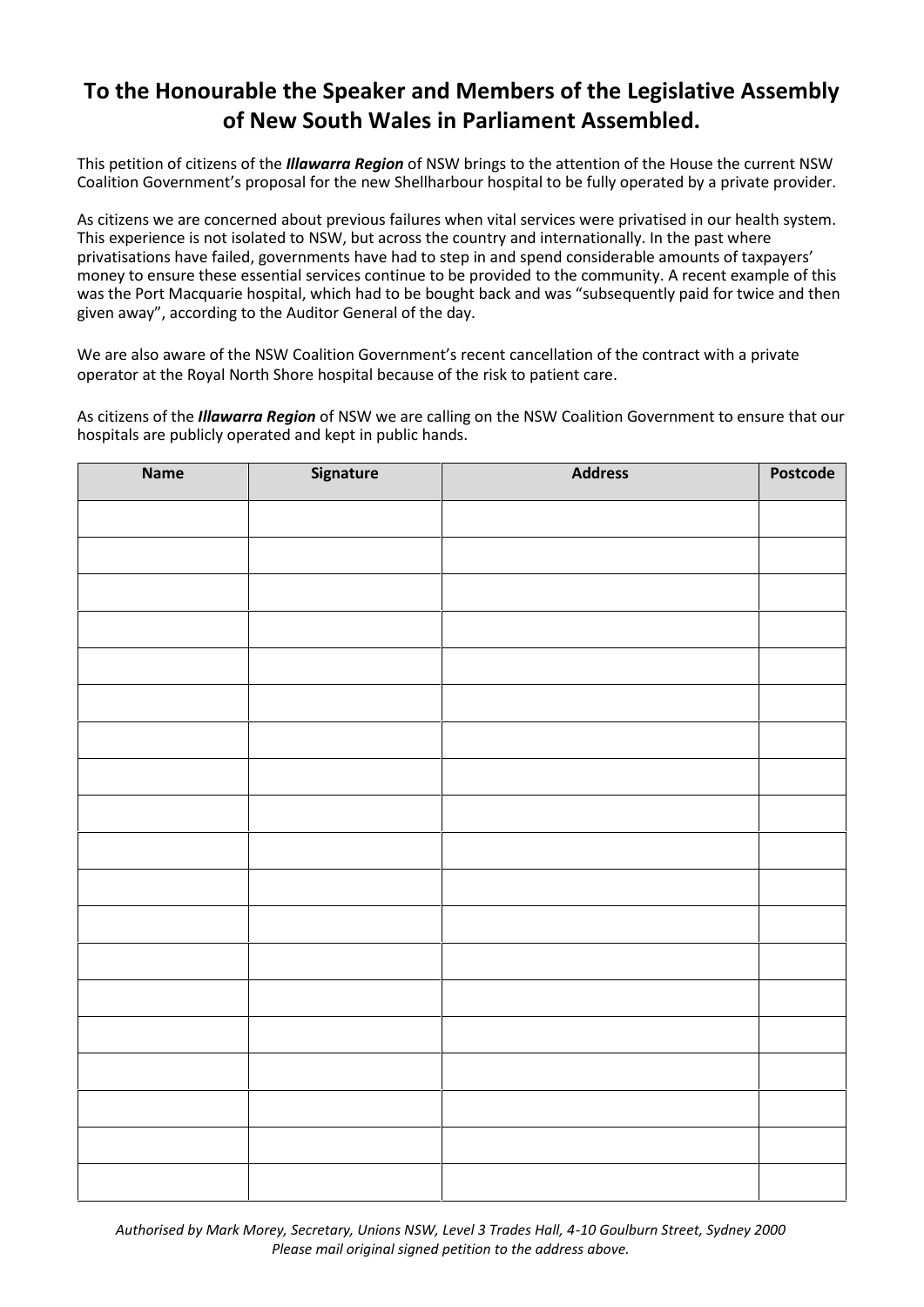# To the Honourable the Speaker and Members of the Legislative Assembly of New South Wales in Parliament Assembled.

This petition of citizens of the ***Illawarra Region*** of NSW brings to the attention of the House the current NSW Coalition Government's proposal for the new Shellharbour hospital to be fully operated by a private provider.

As citizens we are concerned about previous failures when vital services were privatised in our health system. This experience is not isolated to NSW, but across the country and internationally. In the past where privatisations have failed, governments have had to step in and spend considerable amounts of taxpayers' money to ensure these essential services continue to be provided to the community. A recent example of this was the Port Macquarie hospital, which had to be bought back and was "subsequently paid for twice and then given away", according to the Auditor General of the day.

We are also aware of the NSW Coalition Government's recent cancellation of the contract with a private operator at the Royal North Shore hospital because of the risk to patient care.

As citizens of the ***Illawarra Region*** of NSW we are calling on the NSW Coalition Government to ensure that our hospitals are publicly operated and kept in public hands.

| Name | Signature | Address | Postcode |
|---|---|---|---|
| | | | |
| | | | |
| | | | |
| | | | |
| | | | |
| | | | |
| | | | |
| | | | |
| | | | |
| | | | |
| | | | |
| | | | |
| | | | |
| | | | |
| | | | |
| | | | |
| | | | |
| | | | |
| | | | |

*Authorised by Mark Morey, Secretary, Unions NSW, Level 3 Trades Hall, 4-10 Goulburn Street, Sydney 2000*
*Please mail original signed petition to the address above.*